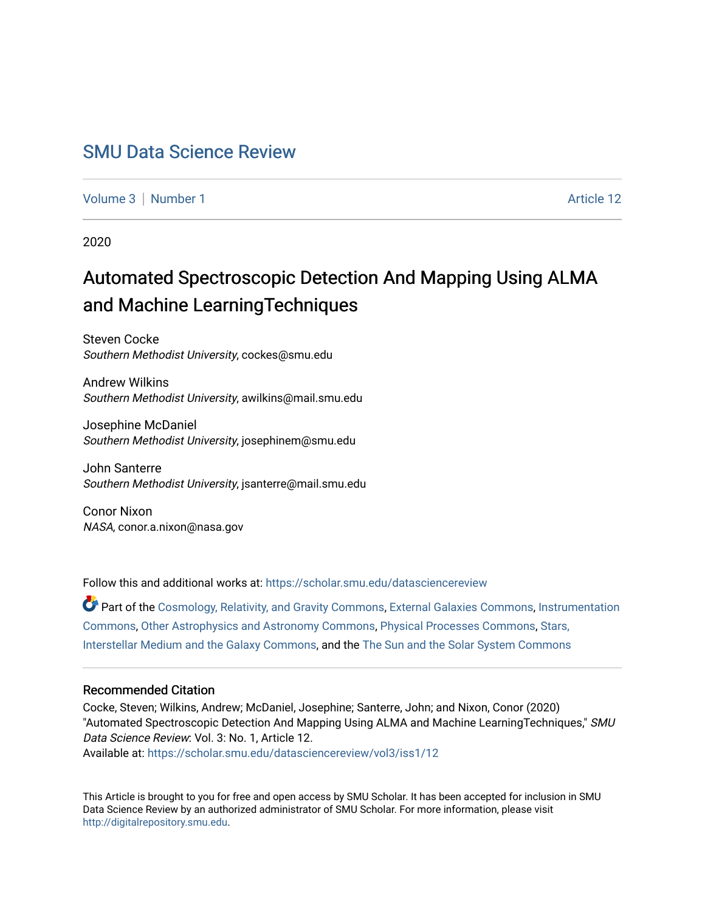# SMU Data Science Review

Volume 3 | Number 1 Article 12

2020

## Automated Spectroscopic Detection And Mapping Using ALMA and Machine LearningTechniques

Steven Cocke
*Southern Methodist University*, cockes@smu.edu

Andrew Wilkins
*Southern Methodist University*, awilkins@mail.smu.edu

Josephine McDaniel
*Southern Methodist University*, josephinem@smu.edu

John Santerre
*Southern Methodist University*, jsanterre@mail.smu.edu

Conor Nixon
*NASA*, conor.a.nixon@nasa.gov

Follow this and additional works at: https://scholar.smu.edu/datasciencereview

Part of the Cosmology, Relativity, and Gravity Commons, External Galaxies Commons, Instrumentation Commons, Other Astrophysics and Astronomy Commons, Physical Processes Commons, Stars, Interstellar Medium and the Galaxy Commons, and the The Sun and the Solar System Commons

### Recommended Citation

Cocke, Steven; Wilkins, Andrew; McDaniel, Josephine; Santerre, John; and Nixon, Conor (2020) "Automated Spectroscopic Detection And Mapping Using ALMA and Machine LearningTechniques," *SMU Data Science Review*: Vol. 3: No. 1, Article 12.
Available at: https://scholar.smu.edu/datasciencereview/vol3/iss1/12

This Article is brought to you for free and open access by SMU Scholar. It has been accepted for inclusion in SMU Data Science Review by an authorized administrator of SMU Scholar. For more information, please visit http://digitalrepository.smu.edu.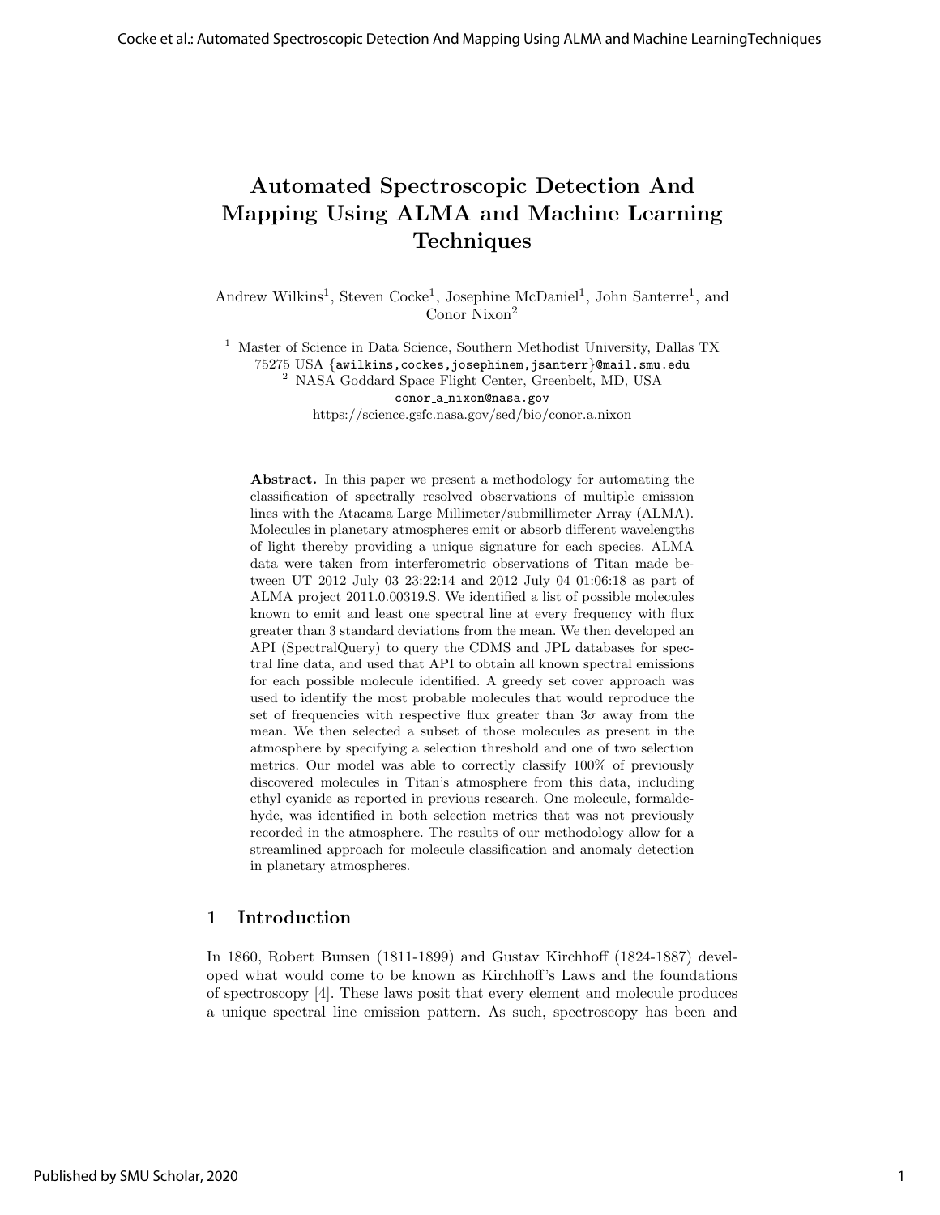# Automated Spectroscopic Detection And Mapping Using ALMA and Machine Learning Techniques

Andrew Wilkins[1], Steven Cocke[1], Josephine McDaniel[1], John Santerre[1], and Conor Nixon[2]

[1] Master of Science in Data Science, Southern Methodist University, Dallas TX 75275 USA {awilkins,cockes,josephinem,jsanterr}@mail.smu.edu
[2] NASA Goddard Space Flight Center, Greenbelt, MD, USA
conor_a_nixon@nasa.gov
https://science.gsfc.nasa.gov/sed/bio/conor.a.nixon

**Abstract.** In this paper we present a methodology for automating the classification of spectrally resolved observations of multiple emission lines with the Atacama Large Millimeter/submillimeter Array (ALMA). Molecules in planetary atmospheres emit or absorb different wavelengths of light thereby providing a unique signature for each species. ALMA data were taken from interferometric observations of Titan made between UT 2012 July 03 23:22:14 and 2012 July 04 01:06:18 as part of ALMA project 2011.0.00319.S. We identified a list of possible molecules known to emit and least one spectral line at every frequency with flux greater than 3 standard deviations from the mean. We then developed an API (SpectralQuery) to query the CDMS and JPL databases for spectral line data, and used that API to obtain all known spectral emissions for each possible molecule identified. A greedy set cover approach was used to identify the most probable molecules that would reproduce the set of frequencies with respective flux greater than $3\sigma$ away from the mean. We then selected a subset of those molecules as present in the atmosphere by specifying a selection threshold and one of two selection metrics. Our model was able to correctly classify 100% of previously discovered molecules in Titan's atmosphere from this data, including ethyl cyanide as reported in previous research. One molecule, formaldehyde, was identified in both selection metrics that was not previously recorded in the atmosphere. The results of our methodology allow for a streamlined approach for molecule classification and anomaly detection in planetary atmospheres.

## 1 Introduction

In 1860, Robert Bunsen (1811-1899) and Gustav Kirchhoff (1824-1887) developed what would come to be known as Kirchhoff's Laws and the foundations of spectroscopy [4]. These laws posit that every element and molecule produces a unique spectral line emission pattern. As such, spectroscopy has been and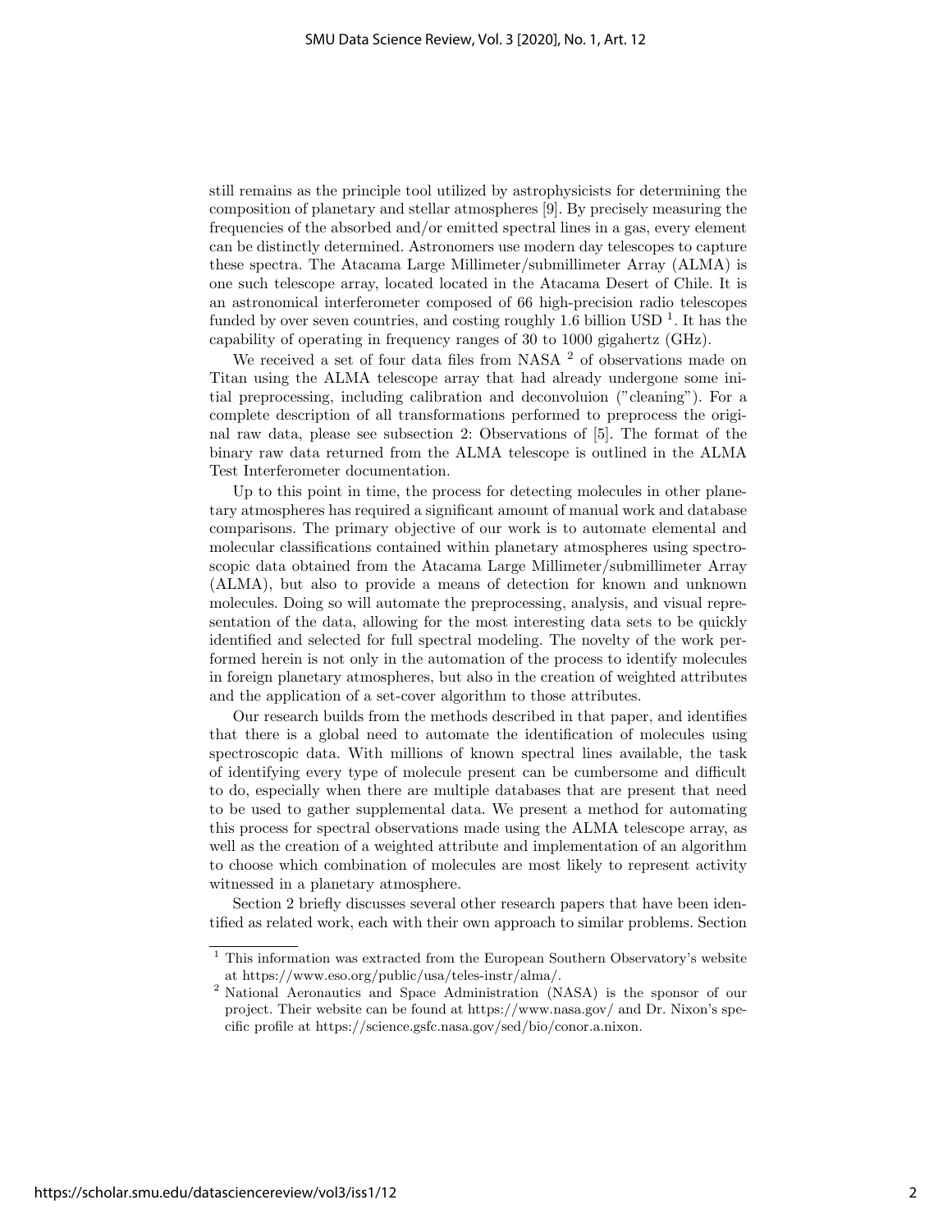still remains as the principle tool utilized by astrophysicists for determining the composition of planetary and stellar atmospheres [9]. By precisely measuring the frequencies of the absorbed and/or emitted spectral lines in a gas, every element can be distinctly determined. Astronomers use modern day telescopes to capture these spectra. The Atacama Large Millimeter/submillimeter Array (ALMA) is one such telescope array, located located in the Atacama Desert of Chile. It is an astronomical interferometer composed of 66 high-precision radio telescopes funded by over seven countries, and costing roughly 1.6 billion USD [1]. It has the capability of operating in frequency ranges of 30 to 1000 gigahertz (GHz).

We received a set of four data files from NASA [2] of observations made on Titan using the ALMA telescope array that had already undergone some initial preprocessing, including calibration and deconvoluion ("cleaning"). For a complete description of all transformations performed to preprocess the original raw data, please see subsection 2: Observations of [5]. The format of the binary raw data returned from the ALMA telescope is outlined in the ALMA Test Interferometer documentation.

Up to this point in time, the process for detecting molecules in other planetary atmospheres has required a significant amount of manual work and database comparisons. The primary objective of our work is to automate elemental and molecular classifications contained within planetary atmospheres using spectroscopic data obtained from the Atacama Large Millimeter/submillimeter Array (ALMA), but also to provide a means of detection for known and unknown molecules. Doing so will automate the preprocessing, analysis, and visual representation of the data, allowing for the most interesting data sets to be quickly identified and selected for full spectral modeling. The novelty of the work performed herein is not only in the automation of the process to identify molecules in foreign planetary atmospheres, but also in the creation of weighted attributes and the application of a set-cover algorithm to those attributes.

Our research builds from the methods described in that paper, and identifies that there is a global need to automate the identification of molecules using spectroscopic data. With millions of known spectral lines available, the task of identifying every type of molecule present can be cumbersome and difficult to do, especially when there are multiple databases that are present that need to be used to gather supplemental data. We present a method for automating this process for spectral observations made using the ALMA telescope array, as well as the creation of a weighted attribute and implementation of an algorithm to choose which combination of molecules are most likely to represent activity witnessed in a planetary atmosphere.

Section 2 briefly discusses several other research papers that have been identified as related work, each with their own approach to similar problems. Section

[1] This information was extracted from the European Southern Observatory's website at https://www.eso.org/public/usa/teles-instr/alma/.

[2] National Aeronautics and Space Administration (NASA) is the sponsor of our project. Their website can be found at https://www.nasa.gov/ and Dr. Nixon's specific profile at https://science.gsfc.nasa.gov/sed/bio/conor.a.nixon.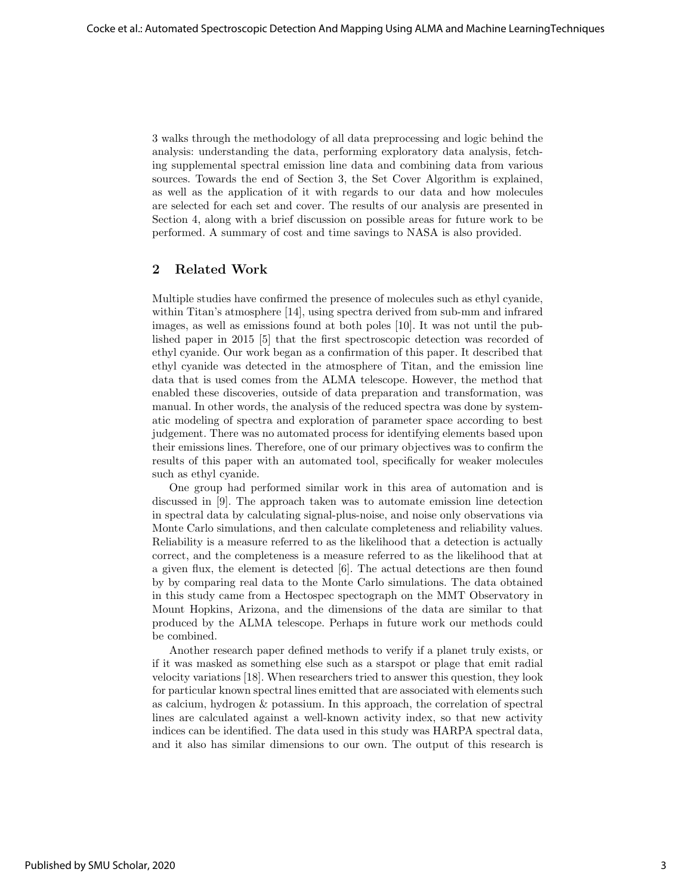3 walks through the methodology of all data preprocessing and logic behind the analysis: understanding the data, performing exploratory data analysis, fetching supplemental spectral emission line data and combining data from various sources. Towards the end of Section 3, the Set Cover Algorithm is explained, as well as the application of it with regards to our data and how molecules are selected for each set and cover. The results of our analysis are presented in Section 4, along with a brief discussion on possible areas for future work to be performed. A summary of cost and time savings to NASA is also provided.

## 2 Related Work

Multiple studies have confirmed the presence of molecules such as ethyl cyanide, within Titan's atmosphere [14], using spectra derived from sub-mm and infrared images, as well as emissions found at both poles [10]. It was not until the published paper in 2015 [5] that the first spectroscopic detection was recorded of ethyl cyanide. Our work began as a confirmation of this paper. It described that ethyl cyanide was detected in the atmosphere of Titan, and the emission line data that is used comes from the ALMA telescope. However, the method that enabled these discoveries, outside of data preparation and transformation, was manual. In other words, the analysis of the reduced spectra was done by systematic modeling of spectra and exploration of parameter space according to best judgement. There was no automated process for identifying elements based upon their emissions lines. Therefore, one of our primary objectives was to confirm the results of this paper with an automated tool, specifically for weaker molecules such as ethyl cyanide.

One group had performed similar work in this area of automation and is discussed in [9]. The approach taken was to automate emission line detection in spectral data by calculating signal-plus-noise, and noise only observations via Monte Carlo simulations, and then calculate completeness and reliability values. Reliability is a measure referred to as the likelihood that a detection is actually correct, and the completeness is a measure referred to as the likelihood that at a given flux, the element is detected [6]. The actual detections are then found by by comparing real data to the Monte Carlo simulations. The data obtained in this study came from a Hectospec spectograph on the MMT Observatory in Mount Hopkins, Arizona, and the dimensions of the data are similar to that produced by the ALMA telescope. Perhaps in future work our methods could be combined.

Another research paper defined methods to verify if a planet truly exists, or if it was masked as something else such as a starspot or plage that emit radial velocity variations [18]. When researchers tried to answer this question, they look for particular known spectral lines emitted that are associated with elements such as calcium, hydrogen & potassium. In this approach, the correlation of spectral lines are calculated against a well-known activity index, so that new activity indices can be identified. The data used in this study was HARPA spectral data, and it also has similar dimensions to our own. The output of this research is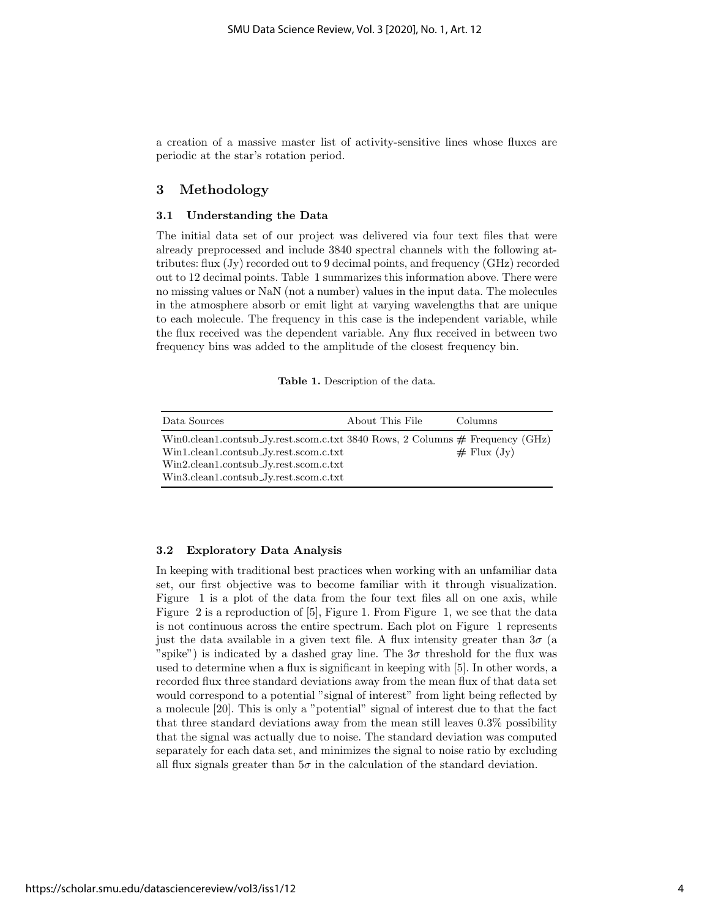a creation of a massive master list of activity-sensitive lines whose fluxes are periodic at the star's rotation period.

## 3 Methodology

### 3.1 Understanding the Data

The initial data set of our project was delivered via four text files that were already preprocessed and include 3840 spectral channels with the following attributes: flux (Jy) recorded out to 9 decimal points, and frequency (GHz) recorded out to 12 decimal points. Table 1 summarizes this information above. There were no missing values or NaN (not a number) values in the input data. The molecules in the atmosphere absorb or emit light at varying wavelengths that are unique to each molecule. The frequency in this case is the independent variable, while the flux received was the dependent variable. Any flux received in between two frequency bins was added to the amplitude of the closest frequency bin.

**Table 1.** Description of the data.

| Data Sources | About This File | Columns |
|---|---|---|
| Win0.clean1.contsub_Jy.rest.scom.c.txt | 3840 Rows, 2 Columns | # Frequency (GHz) |
| Win1.clean1.contsub_Jy.rest.scom.c.txt | | # Flux (Jy) |
| Win2.clean1.contsub_Jy.rest.scom.c.txt | | |
| Win3.clean1.contsub_Jy.rest.scom.c.txt | | |

### 3.2 Exploratory Data Analysis

In keeping with traditional best practices when working with an unfamiliar data set, our first objective was to become familiar with it through visualization. Figure 1 is a plot of the data from the four text files all on one axis, while Figure 2 is a reproduction of [5], Figure 1. From Figure 1, we see that the data is not continuous across the entire spectrum. Each plot on Figure 1 represents just the data available in a given text file. A flux intensity greater than $3\sigma$ (a "spike") is indicated by a dashed gray line. The $3\sigma$ threshold for the flux was used to determine when a flux is significant in keeping with [5]. In other words, a recorded flux three standard deviations away from the mean flux of that data set would correspond to a potential "signal of interest" from light being reflected by a molecule [20]. This is only a "potential" signal of interest due to that the fact that three standard deviations away from the mean still leaves 0.3% possibility that the signal was actually due to noise. The standard deviation was computed separately for each data set, and minimizes the signal to noise ratio by excluding all flux signals greater than $5\sigma$ in the calculation of the standard deviation.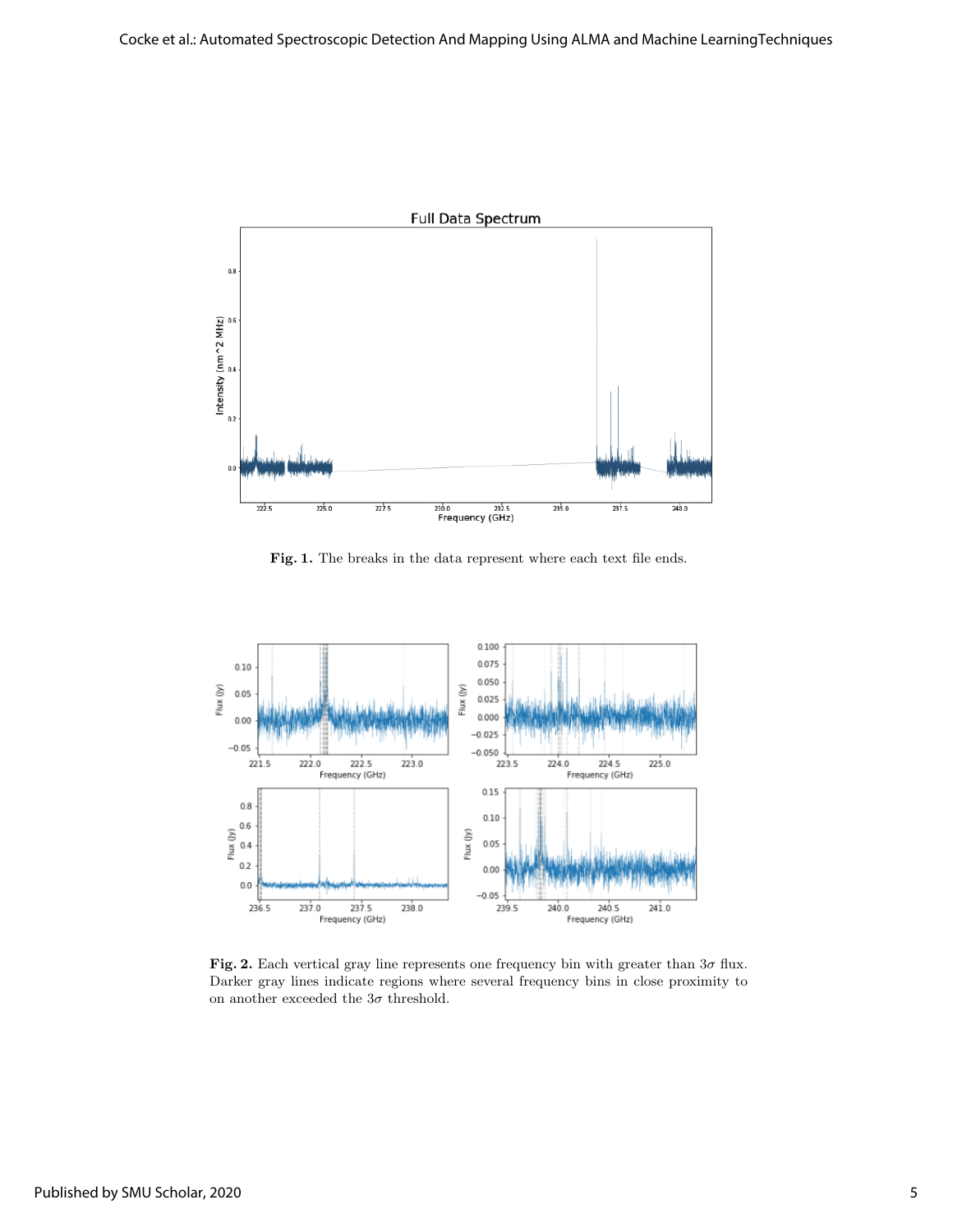**Fig. 1.** The breaks in the data represent where each text file ends.

**Fig. 2.** Each vertical gray line represents one frequency bin with greater than $3\sigma$ flux. Darker gray lines indicate regions where several frequency bins in close proximity to on another exceeded the $3\sigma$ threshold.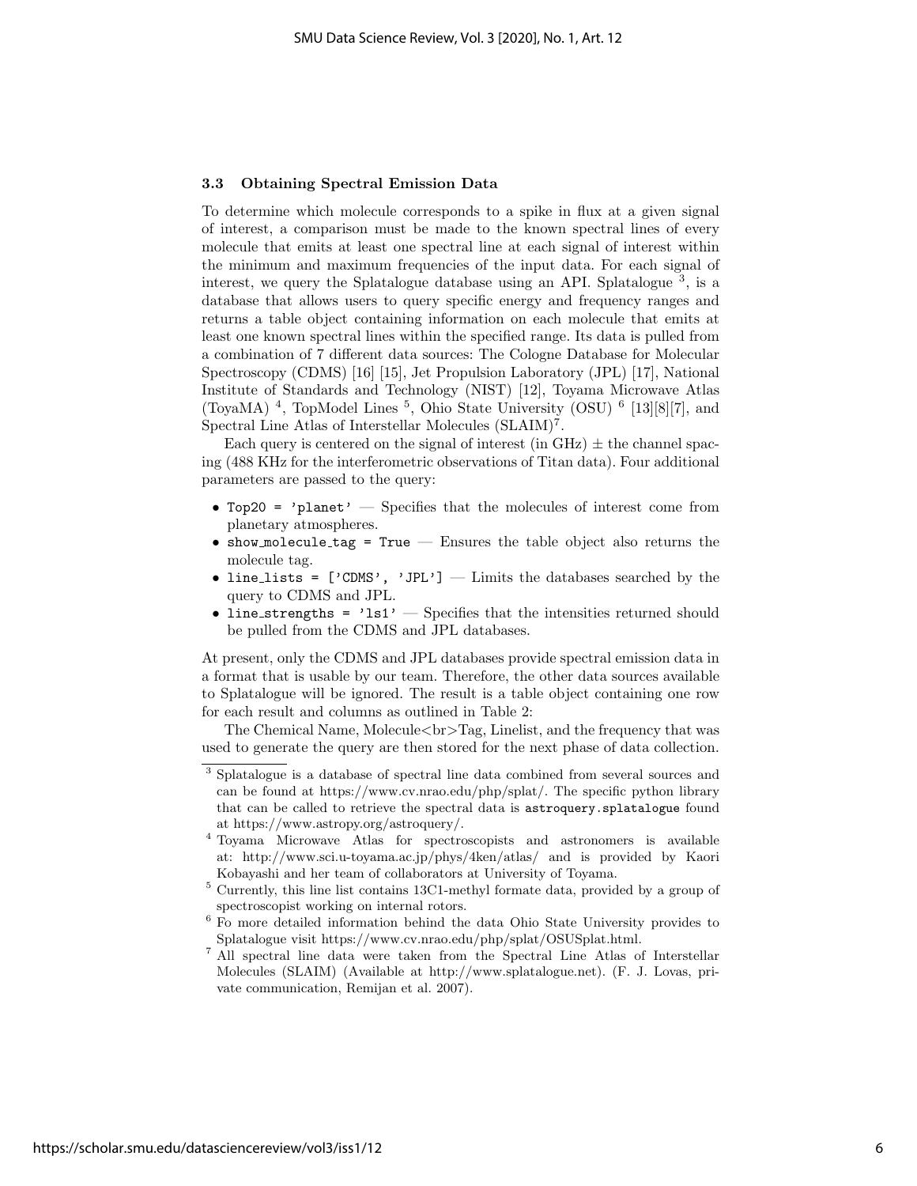### 3.3 Obtaining Spectral Emission Data

To determine which molecule corresponds to a spike in flux at a given signal of interest, a comparison must be made to the known spectral lines of every molecule that emits at least one spectral line at each signal of interest within the minimum and maximum frequencies of the input data. For each signal of interest, we query the Splatalogue database using an API. Splatalogue [3], is a database that allows users to query specific energy and frequency ranges and returns a table object containing information on each molecule that emits at least one known spectral lines within the specified range. Its data is pulled from a combination of 7 different data sources: The Cologne Database for Molecular Spectroscopy (CDMS) [16] [15], Jet Propulsion Laboratory (JPL) [17], National Institute of Standards and Technology (NIST) [12], Toyama Microwave Atlas (ToyaMA) [4], TopModel Lines [5], Ohio State University (OSU) [6] [13][8][7], and Spectral Line Atlas of Interstellar Molecules (SLAIM)[7].

Each query is centered on the signal of interest (in GHz) ± the channel spacing (488 KHz for the interferometric observations of Titan data). Four additional parameters are passed to the query:

- `Top20 = 'planet'` — Specifies that the molecules of interest come from planetary atmospheres.
- `show_molecule_tag = True` — Ensures the table object also returns the molecule tag.
- `line_lists = ['CDMS', 'JPL']` — Limits the databases searched by the query to CDMS and JPL.
- `line_strengths = 'ls1'` — Specifies that the intensities returned should be pulled from the CDMS and JPL databases.

At present, only the CDMS and JPL databases provide spectral emission data in a format that is usable by our team. Therefore, the other data sources available to Splatalogue will be ignored. The result is a table object containing one row for each result and columns as outlined in Table 2:

The Chemical Name, Molecule<br>Tag, Linelist, and the frequency that was used to generate the query are then stored for the next phase of data collection.

---

[3] Splatalogue is a database of spectral line data combined from several sources and can be found at https://www.cv.nrao.edu/php/splat/. The specific python library that can be called to retrieve the spectral data is `astroquery.splatalogue` found at https://www.astropy.org/astroquery/.

[4] Toyama Microwave Atlas for spectroscopists and astronomers is available at: http://www.sci.u-toyama.ac.jp/phys/4ken/atlas/ and is provided by Kaori Kobayashi and her team of collaborators at University of Toyama.

[5] Currently, this line list contains 13C1-methyl formate data, provided by a group of spectroscopist working on internal rotors.

[6] Fo more detailed information behind the data Ohio State University provides to Splatalogue visit https://www.cv.nrao.edu/php/splat/OSUSplat.html.

[7] All spectral line data were taken from the Spectral Line Atlas of Interstellar Molecules (SLAIM) (Available at http://www.splatalogue.net). (F. J. Lovas, private communication, Remijan et al. 2007).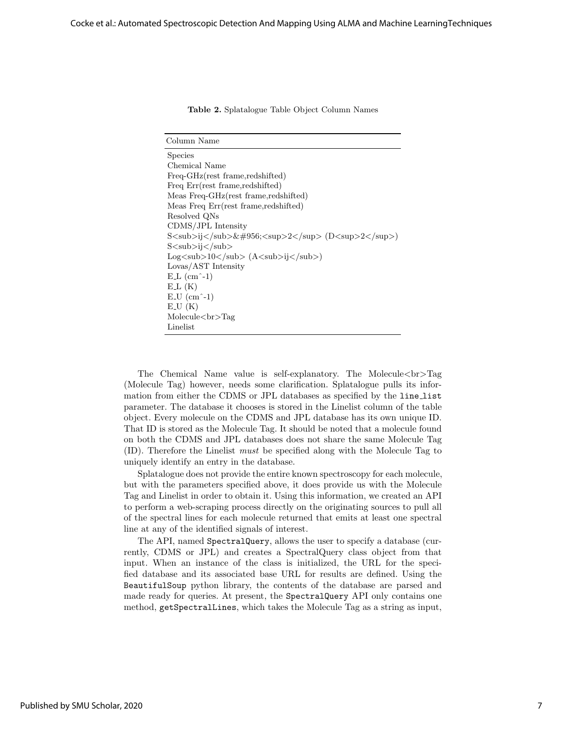**Table 2.** Splatalogue Table Object Column Names

| Column Name |
|---|
| Species |
| Chemical Name |
| Freq-GHz(rest frame,redshifted) |
| Freq Err(rest frame,redshifted) |
| Meas Freq-GHz(rest frame,redshifted) |
| Meas Freq Err(rest frame,redshifted) |
| Resolved QNs |
| CDMS/JPL Intensity |
| S<sub>ij</sub>&#956;<sup>2</sup> (D<sup>2</sup>) |
| S<sub>ij</sub> |
| Log<sub>10</sub> (A<sub>ij</sub>) |
| Lovas/AST Intensity |
| E_L (cm^-1) |
| E_L (K) |
| E_U (cm^-1) |
| E_U (K) |
| Molecule<br>Tag |
| Linelist |

The Chemical Name value is self-explanatory. The Molecule<br>Tag (Molecule Tag) however, needs some clarification. Splatalogue pulls its information from either the CDMS or JPL databases as specified by the `line_list` parameter. The database it chooses is stored in the Linelist column of the table object. Every molecule on the CDMS and JPL database has its own unique ID. That ID is stored as the Molecule Tag. It should be noted that a molecule found on both the CDMS and JPL databases does not share the same Molecule Tag (ID). Therefore the Linelist *must* be specified along with the Molecule Tag to uniquely identify an entry in the database.

Splatalogue does not provide the entire known spectroscopy for each molecule, but with the parameters specified above, it does provide us with the Molecule Tag and Linelist in order to obtain it. Using this information, we created an API to perform a web-scraping process directly on the originating sources to pull all of the spectral lines for each molecule returned that emits at least one spectral line at any of the identified signals of interest.

The API, named `SpectralQuery`, allows the user to specify a database (currently, CDMS or JPL) and creates a SpectralQuery class object from that input. When an instance of the class is initialized, the URL for the specified database and its associated base URL for results are defined. Using the `BeautifulSoup` python library, the contents of the database are parsed and made ready for queries. At present, the `SpectralQuery` API only contains one method, `getSpectralLines`, which takes the Molecule Tag as a string as input,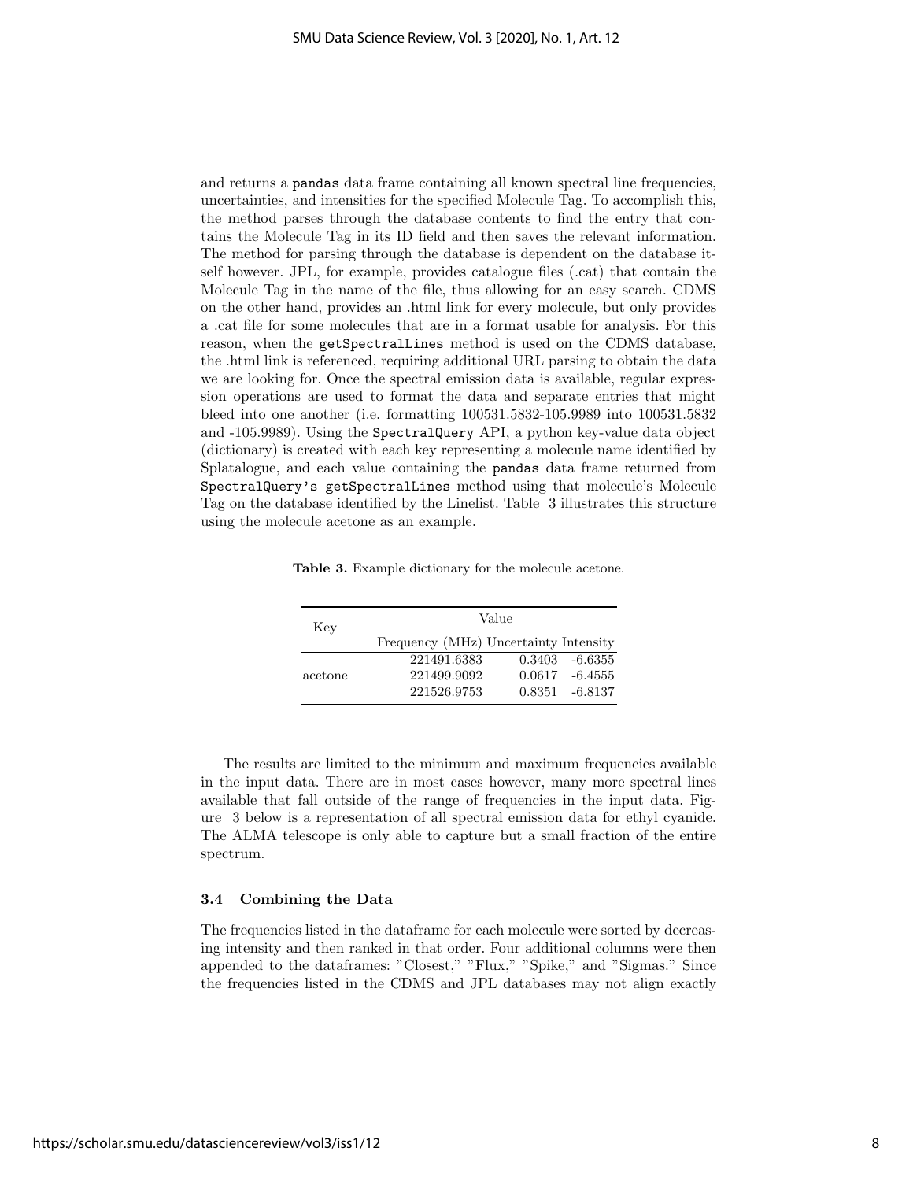and returns a pandas data frame containing all known spectral line frequencies, uncertainties, and intensities for the specified Molecule Tag. To accomplish this, the method parses through the database contents to find the entry that contains the Molecule Tag in its ID field and then saves the relevant information. The method for parsing through the database is dependent on the database itself however. JPL, for example, provides catalogue files (.cat) that contain the Molecule Tag in the name of the file, thus allowing for an easy search. CDMS on the other hand, provides an .html link for every molecule, but only provides a .cat file for some molecules that are in a format usable for analysis. For this reason, when the getSpectralLines method is used on the CDMS database, the .html link is referenced, requiring additional URL parsing to obtain the data we are looking for. Once the spectral emission data is available, regular expression operations are used to format the data and separate entries that might bleed into one another (i.e. formatting 100531.5832-105.9989 into 100531.5832 and -105.9989). Using the SpectralQuery API, a python key-value data object (dictionary) is created with each key representing a molecule name identified by Splatalogue, and each value containing the pandas data frame returned from SpectralQuery's getSpectralLines method using that molecule's Molecule Tag on the database identified by the Linelist. Table 3 illustrates this structure using the molecule acetone as an example.

**Table 3.** Example dictionary for the molecule acetone.

| Key | Value | | |
|---|---|---|---|
| | Frequency (MHz) | Uncertainty | Intensity |
| acetone | 221491.6383 | 0.3403 | -6.6355 |
| | 221499.9092 | 0.0617 | -6.4555 |
| | 221526.9753 | 0.8351 | -6.8137 |

The results are limited to the minimum and maximum frequencies available in the input data. There are in most cases however, many more spectral lines available that fall outside of the range of frequencies in the input data. Figure 3 below is a representation of all spectral emission data for ethyl cyanide. The ALMA telescope is only able to capture but a small fraction of the entire spectrum.

### 3.4 Combining the Data

The frequencies listed in the dataframe for each molecule were sorted by decreasing intensity and then ranked in that order. Four additional columns were then appended to the dataframes: "Closest," "Flux," "Spike," and "Sigmas." Since the frequencies listed in the CDMS and JPL databases may not align exactly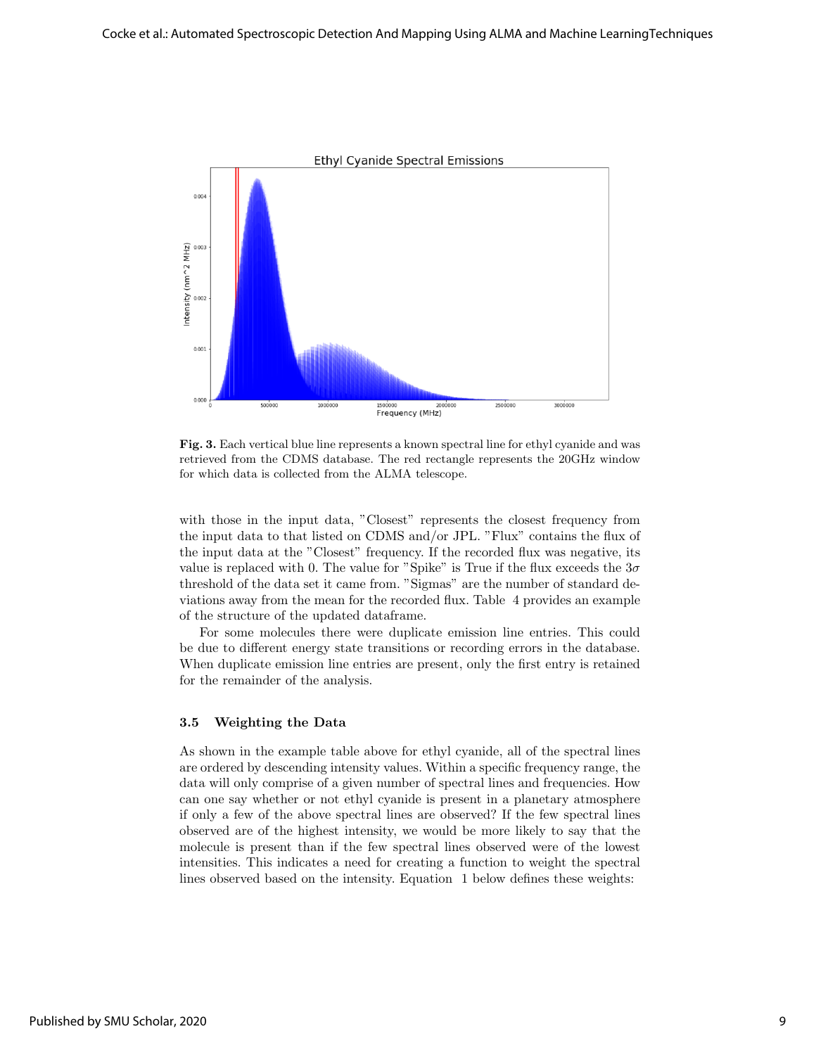**Fig. 3.** Each vertical blue line represents a known spectral line for ethyl cyanide and was retrieved from the CDMS database. The red rectangle represents the 20GHz window for which data is collected from the ALMA telescope.

with those in the input data, "Closest" represents the closest frequency from the input data to that listed on CDMS and/or JPL. "Flux" contains the flux of the input data at the "Closest" frequency. If the recorded flux was negative, its value is replaced with 0. The value for "Spike" is True if the flux exceeds the $3\sigma$ threshold of the data set it came from. "Sigmas" are the number of standard deviations away from the mean for the recorded flux. Table 4 provides an example of the structure of the updated dataframe.

For some molecules there were duplicate emission line entries. This could be due to different energy state transitions or recording errors in the database. When duplicate emission line entries are present, only the first entry is retained for the remainder of the analysis.

### 3.5 Weighting the Data

As shown in the example table above for ethyl cyanide, all of the spectral lines are ordered by descending intensity values. Within a specific frequency range, the data will only comprise of a given number of spectral lines and frequencies. How can one say whether or not ethyl cyanide is present in a planetary atmosphere if only a few of the above spectral lines are observed? If the few spectral lines observed are of the highest intensity, we would be more likely to say that the molecule is present than if the few spectral lines observed were of the lowest intensities. This indicates a need for creating a function to weight the spectral lines observed based on the intensity. Equation 1 below defines these weights: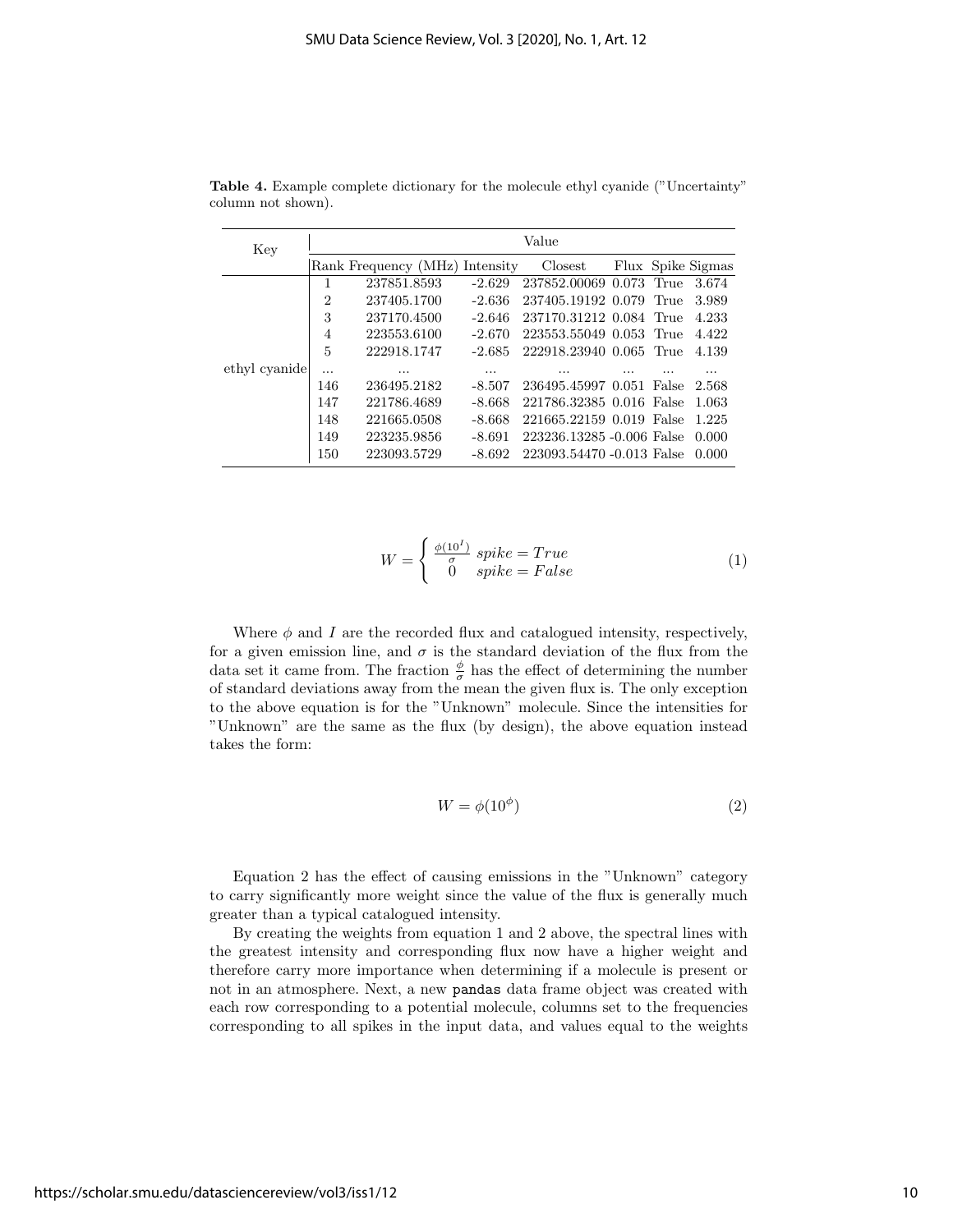**Table 4.** Example complete dictionary for the molecule ethyl cyanide ("Uncertainty" column not shown).

| Key | Value | | | | | | |
|---|---|---|---|---|---|---|---|
| | Rank | Frequency (MHz) | Intensity | Closest | Flux | Spike | Sigmas |
| ethyl cyanide | 1 | 237851.8593 | -2.629 | 237852.00069 | 0.073 | True | 3.674 |
| | 2 | 237405.1700 | -2.636 | 237405.19192 | 0.079 | True | 3.989 |
| | 3 | 237170.4500 | -2.646 | 237170.31212 | 0.084 | True | 4.233 |
| | 4 | 223553.6100 | -2.670 | 223553.55049 | 0.053 | True | 4.422 |
| | 5 | 222918.1747 | -2.685 | 222918.23940 | 0.065 | True | 4.139 |
| | ... | ... | ... | ... | ... | ... | ... |
| | 146 | 236495.2182 | -8.507 | 236495.45997 | 0.051 | False | 2.568 |
| | 147 | 221786.4689 | -8.668 | 221786.32385 | 0.016 | False | 1.063 |
| | 148 | 221665.0508 | -8.668 | 221665.22159 | 0.019 | False | 1.225 |
| | 149 | 223235.9856 | -8.691 | 223236.13285 | -0.006 | False | 0.000 |
| | 150 | 223093.5729 | -8.692 | 223093.54470 | -0.013 | False | 0.000 |

$$W = \begin{cases} \frac{\phi(10^{I})}{\sigma} & spike = True \\ 0 & spike = False \end{cases} \tag{1}$$

Where $\phi$ and $I$ are the recorded flux and catalogued intensity, respectively, for a given emission line, and $\sigma$ is the standard deviation of the flux from the data set it came from. The fraction $\frac{\phi}{\sigma}$ has the effect of determining the number of standard deviations away from the mean the given flux is. The only exception to the above equation is for the "Unknown" molecule. Since the intensities for "Unknown" are the same as the flux (by design), the above equation instead takes the form:

$$W = \phi(10^{\phi}) \tag{2}$$

Equation 2 has the effect of causing emissions in the "Unknown" category to carry significantly more weight since the value of the flux is generally much greater than a typical catalogued intensity.

By creating the weights from equation 1 and 2 above, the spectral lines with the greatest intensity and corresponding flux now have a higher weight and therefore carry more importance when determining if a molecule is present or not in an atmosphere. Next, a new `pandas` data frame object was created with each row corresponding to a potential molecule, columns set to the frequencies corresponding to all spikes in the input data, and values equal to the weights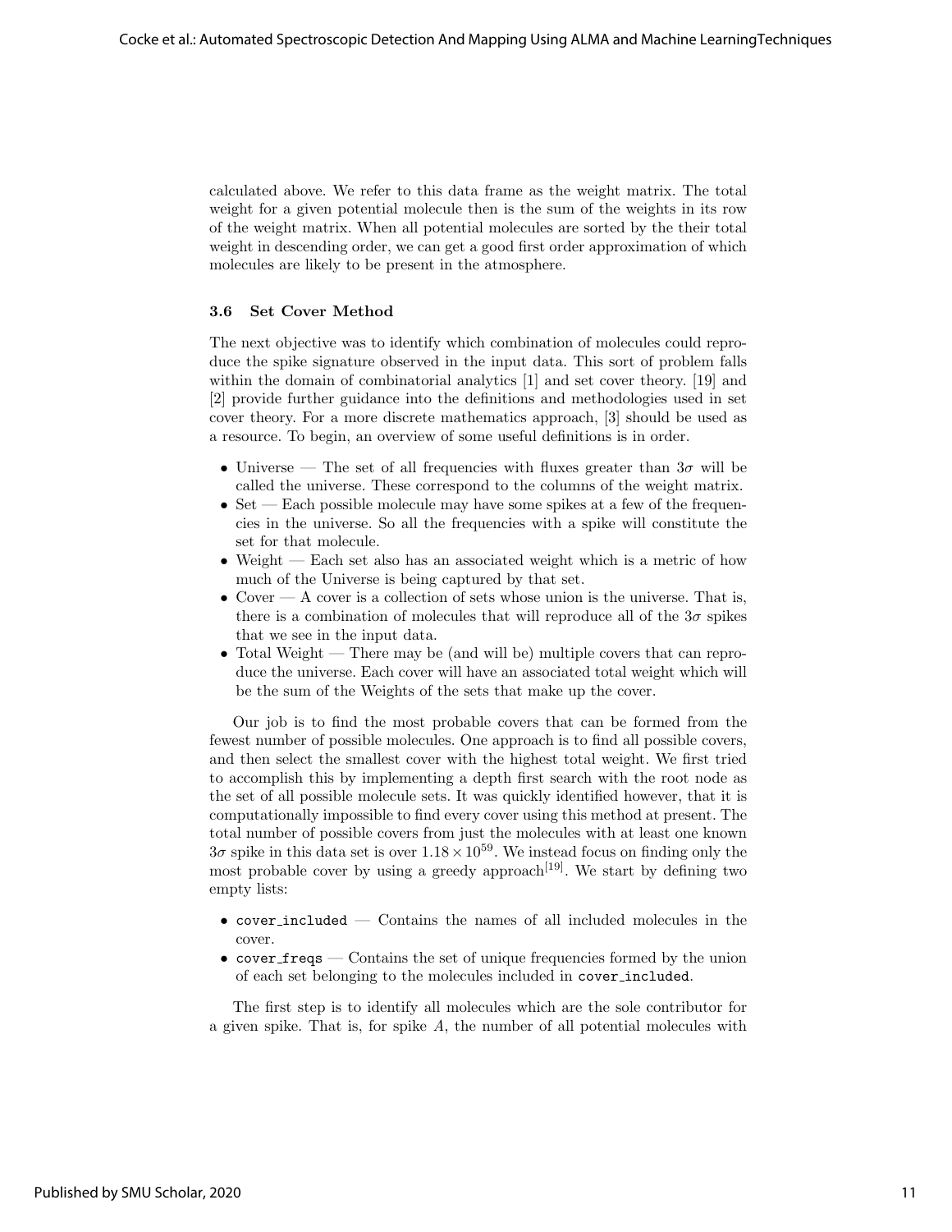calculated above. We refer to this data frame as the weight matrix. The total weight for a given potential molecule then is the sum of the weights in its row of the weight matrix. When all potential molecules are sorted by the their total weight in descending order, we can get a good first order approximation of which molecules are likely to be present in the atmosphere.

### 3.6 Set Cover Method

The next objective was to identify which combination of molecules could reproduce the spike signature observed in the input data. This sort of problem falls within the domain of combinatorial analytics [1] and set cover theory. [19] and [2] provide further guidance into the definitions and methodologies used in set cover theory. For a more discrete mathematics approach, [3] should be used as a resource. To begin, an overview of some useful definitions is in order.

- Universe — The set of all frequencies with fluxes greater than $3\sigma$ will be called the universe. These correspond to the columns of the weight matrix.
- Set — Each possible molecule may have some spikes at a few of the frequencies in the universe. So all the frequencies with a spike will constitute the set for that molecule.
- Weight — Each set also has an associated weight which is a metric of how much of the Universe is being captured by that set.
- Cover — A cover is a collection of sets whose union is the universe. That is, there is a combination of molecules that will reproduce all of the $3\sigma$ spikes that we see in the input data.
- Total Weight — There may be (and will be) multiple covers that can reproduce the universe. Each cover will have an associated total weight which will be the sum of the Weights of the sets that make up the cover.

Our job is to find the most probable covers that can be formed from the fewest number of possible molecules. One approach is to find all possible covers, and then select the smallest cover with the highest total weight. We first tried to accomplish this by implementing a depth first search with the root node as the set of all possible molecule sets. It was quickly identified however, that it is computationally impossible to find every cover using this method at present. The total number of possible covers from just the molecules with at least one known $3\sigma$ spike in this data set is over $1.18 \times 10^{59}$. We instead focus on finding only the most probable cover by using a greedy approach[19]. We start by defining two empty lists:

- `cover_included` — Contains the names of all included molecules in the cover.
- `cover_freqs` — Contains the set of unique frequencies formed by the union of each set belonging to the molecules included in `cover_included`.

The first step is to identify all molecules which are the sole contributor for a given spike. That is, for spike $A$, the number of all potential molecules with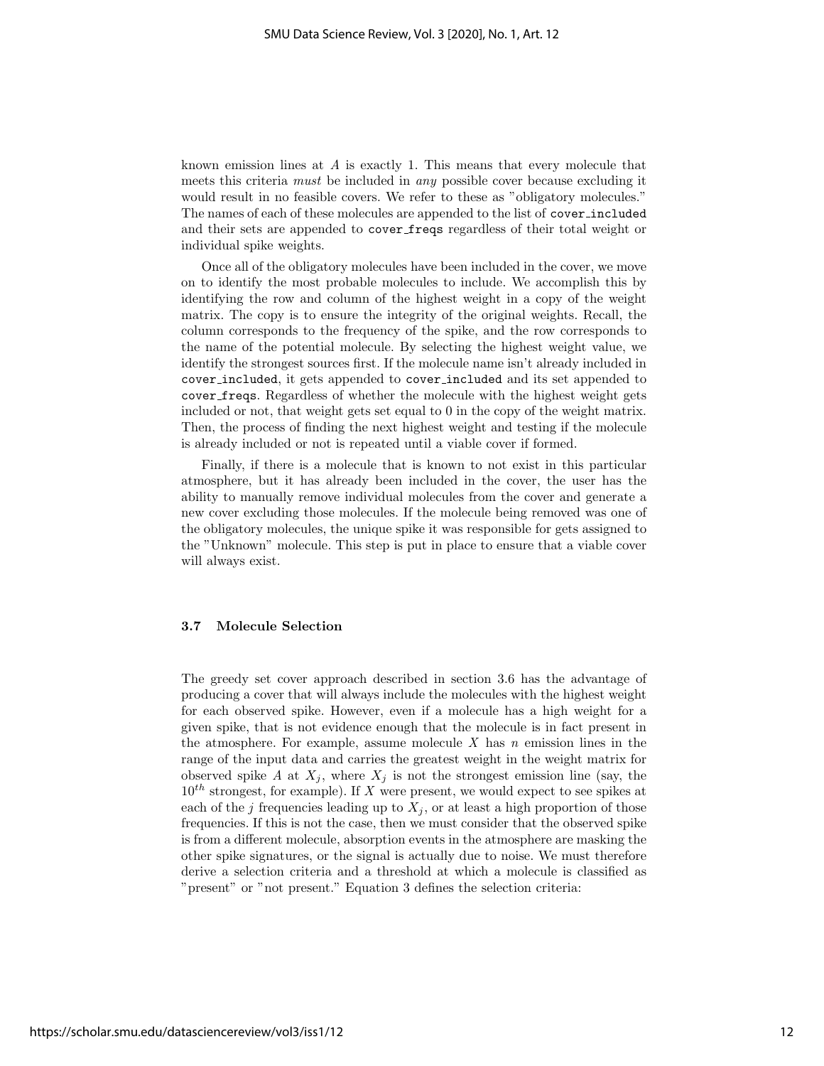known emission lines at $A$ is exactly 1. This means that every molecule that meets this criteria *must* be included in *any* possible cover because excluding it would result in no feasible covers. We refer to these as "obligatory molecules." The names of each of these molecules are appended to the list of `cover_included` and their sets are appended to `cover_freqs` regardless of their total weight or individual spike weights.

Once all of the obligatory molecules have been included in the cover, we move on to identify the most probable molecules to include. We accomplish this by identifying the row and column of the highest weight in a copy of the weight matrix. The copy is to ensure the integrity of the original weights. Recall, the column corresponds to the frequency of the spike, and the row corresponds to the name of the potential molecule. By selecting the highest weight value, we identify the strongest sources first. If the molecule name isn't already included in `cover_included`, it gets appended to `cover_included` and its set appended to `cover_freqs`. Regardless of whether the molecule with the highest weight gets included or not, that weight gets set equal to 0 in the copy of the weight matrix. Then, the process of finding the next highest weight and testing if the molecule is already included or not is repeated until a viable cover if formed.

Finally, if there is a molecule that is known to not exist in this particular atmosphere, but it has already been included in the cover, the user has the ability to manually remove individual molecules from the cover and generate a new cover excluding those molecules. If the molecule being removed was one of the obligatory molecules, the unique spike it was responsible for gets assigned to the "Unknown" molecule. This step is put in place to ensure that a viable cover will always exist.

### 3.7 Molecule Selection

The greedy set cover approach described in section 3.6 has the advantage of producing a cover that will always include the molecules with the highest weight for each observed spike. However, even if a molecule has a high weight for a given spike, that is not evidence enough that the molecule is in fact present in the atmosphere. For example, assume molecule $X$ has $n$ emission lines in the range of the input data and carries the greatest weight in the weight matrix for observed spike $A$ at $X_j$, where $X_j$ is not the strongest emission line (say, the $10^{th}$ strongest, for example). If $X$ were present, we would expect to see spikes at each of the $j$ frequencies leading up to $X_j$, or at least a high proportion of those frequencies. If this is not the case, then we must consider that the observed spike is from a different molecule, absorption events in the atmosphere are masking the other spike signatures, or the signal is actually due to noise. We must therefore derive a selection criteria and a threshold at which a molecule is classified as "present" or "not present." Equation 3 defines the selection criteria: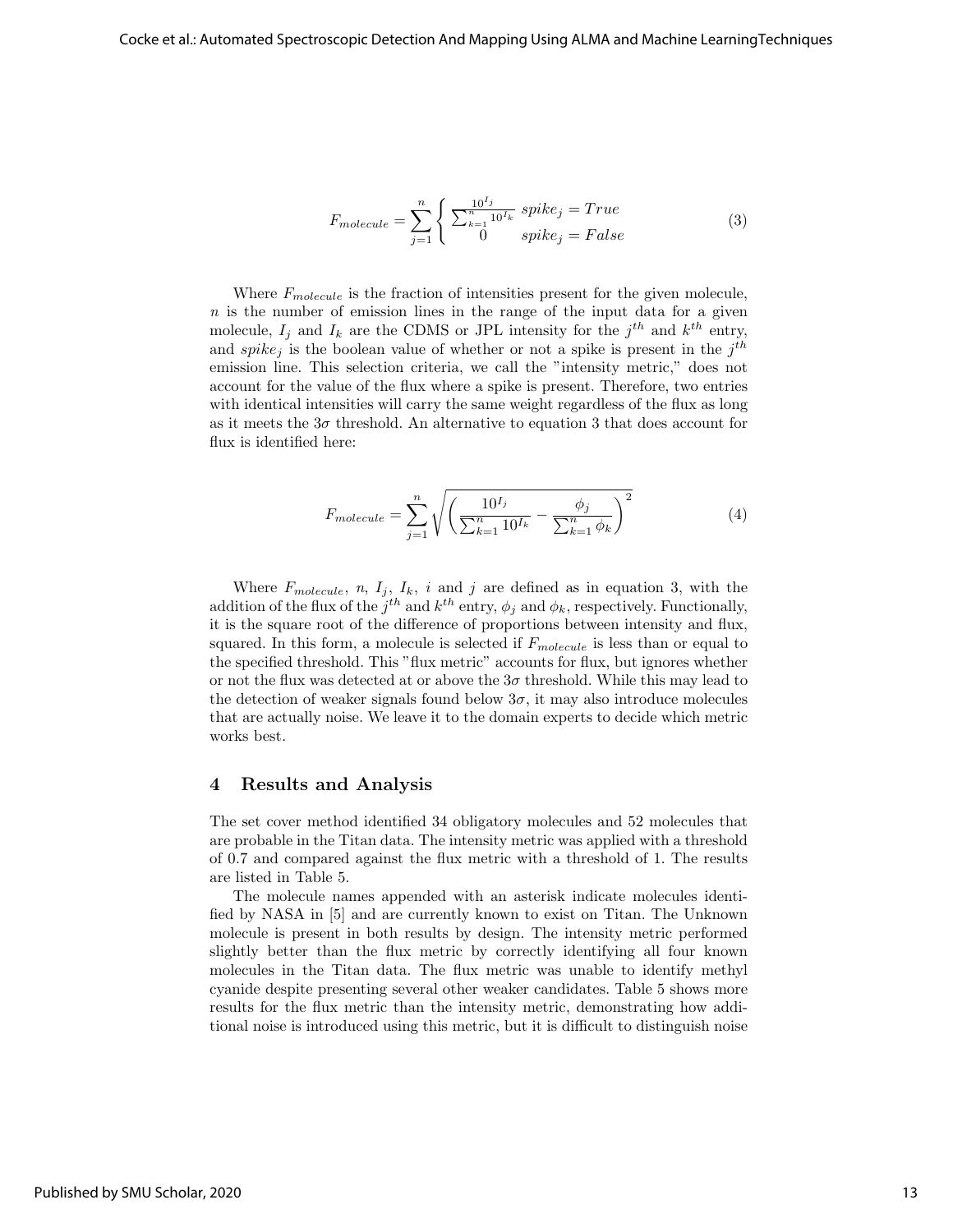$$F_{molecule} = \sum_{j=1}^{n} \begin{cases} \frac{10^{I_j}}{\sum_{k=1}^{n} 10^{I_k}} & spike_j = True \\ 0 & spike_j = False \end{cases} \tag{3}$$

Where $F_{molecule}$ is the fraction of intensities present for the given molecule, $n$ is the number of emission lines in the range of the input data for a given molecule, $I_j$ and $I_k$ are the CDMS or JPL intensity for the $j^{th}$ and $k^{th}$ entry, and $spike_j$ is the boolean value of whether or not a spike is present in the $j^{th}$ emission line. This selection criteria, we call the "intensity metric," does not account for the value of the flux where a spike is present. Therefore, two entries with identical intensities will carry the same weight regardless of the flux as long as it meets the $3\sigma$ threshold. An alternative to equation 3 that does account for flux is identified here:

$$F_{molecule} = \sum_{j=1}^{n} \sqrt{\left( \frac{10^{I_j}}{\sum_{k=1}^{n} 10^{I_k}} - \frac{\phi_j}{\sum_{k=1}^{n} \phi_k} \right)^2} \tag{4}$$

Where $F_{molecule}$, $n$, $I_j$, $I_k$, $i$ and $j$ are defined as in equation 3, with the addition of the flux of the $j^{th}$ and $k^{th}$ entry, $\phi_j$ and $\phi_k$, respectively. Functionally, it is the square root of the difference of proportions between intensity and flux, squared. In this form, a molecule is selected if $F_{molecule}$ is less than or equal to the specified threshold. This "flux metric" accounts for flux, but ignores whether or not the flux was detected at or above the $3\sigma$ threshold. While this may lead to the detection of weaker signals found below $3\sigma$, it may also introduce molecules that are actually noise. We leave it to the domain experts to decide which metric works best.

## 4 Results and Analysis

The set cover method identified 34 obligatory molecules and 52 molecules that are probable in the Titan data. The intensity metric was applied with a threshold of 0.7 and compared against the flux metric with a threshold of 1. The results are listed in Table 5.

The molecule names appended with an asterisk indicate molecules identified by NASA in [5] and are currently known to exist on Titan. The Unknown molecule is present in both results by design. The intensity metric performed slightly better than the flux metric by correctly identifying all four known molecules in the Titan data. The flux metric was unable to identify methyl cyanide despite presenting several other weaker candidates. Table 5 shows more results for the flux metric than the intensity metric, demonstrating how additional noise is introduced using this metric, but it is difficult to distinguish noise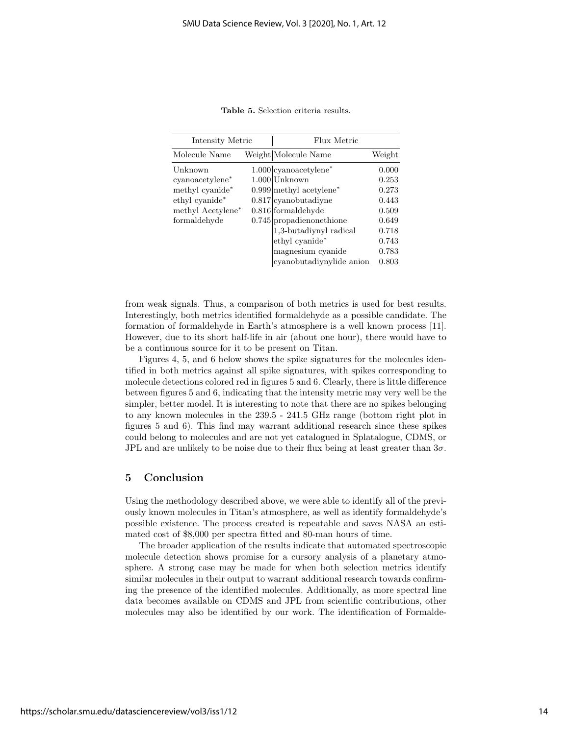**Table 5.** Selection criteria results.

| Intensity Metric | | Flux Metric | |
|---|---|---|---|
| Molecule Name | Weight | Molecule Name | Weight |
| Unknown | 1.000 | cyanoacetylene* | 0.000 |
| cyanoacetylene* | 1.000 | Unknown | 0.253 |
| methyl cyanide* | 0.999 | methyl acetylene* | 0.273 |
| ethyl cyanide* | 0.817 | cyanobutadiyne | 0.443 |
| methyl Acetylene* | 0.816 | formaldehyde | 0.509 |
| formaldehyde | 0.745 | propadienonethione | 0.649 |
| | | 1,3-butadiynyl radical | 0.718 |
| | | ethyl cyanide* | 0.743 |
| | | magnesium cyanide | 0.783 |
| | | cyanobutadiynylide anion | 0.803 |

from weak signals. Thus, a comparison of both metrics is used for best results. Interestingly, both metrics identified formaldehyde as a possible candidate. The formation of formaldehyde in Earth's atmosphere is a well known process [11]. However, due to its short half-life in air (about one hour), there would have to be a continuous source for it to be present on Titan.

Figures 4, 5, and 6 below shows the spike signatures for the molecules identified in both metrics against all spike signatures, with spikes corresponding to molecule detections colored red in figures 5 and 6. Clearly, there is little difference between figures 5 and 6, indicating that the intensity metric may very well be the simpler, better model. It is interesting to note that there are no spikes belonging to any known molecules in the 239.5 - 241.5 GHz range (bottom right plot in figures 5 and 6). This find may warrant additional research since these spikes could belong to molecules and are not yet catalogued in Splatalogue, CDMS, or JPL and are unlikely to be noise due to their flux being at least greater than $3\sigma$.

## 5 Conclusion

Using the methodology described above, we were able to identify all of the previously known molecules in Titan's atmosphere, as well as identify formaldehyde's possible existence. The process created is repeatable and saves NASA an estimated cost of \$8,000 per spectra fitted and 80-man hours of time.

The broader application of the results indicate that automated spectroscopic molecule detection shows promise for a cursory analysis of a planetary atmosphere. A strong case may be made for when both selection metrics identify similar molecules in their output to warrant additional research towards confirming the presence of the identified molecules. Additionally, as more spectral line data becomes available on CDMS and JPL from scientific contributions, other molecules may also be identified by our work. The identification of Formalde-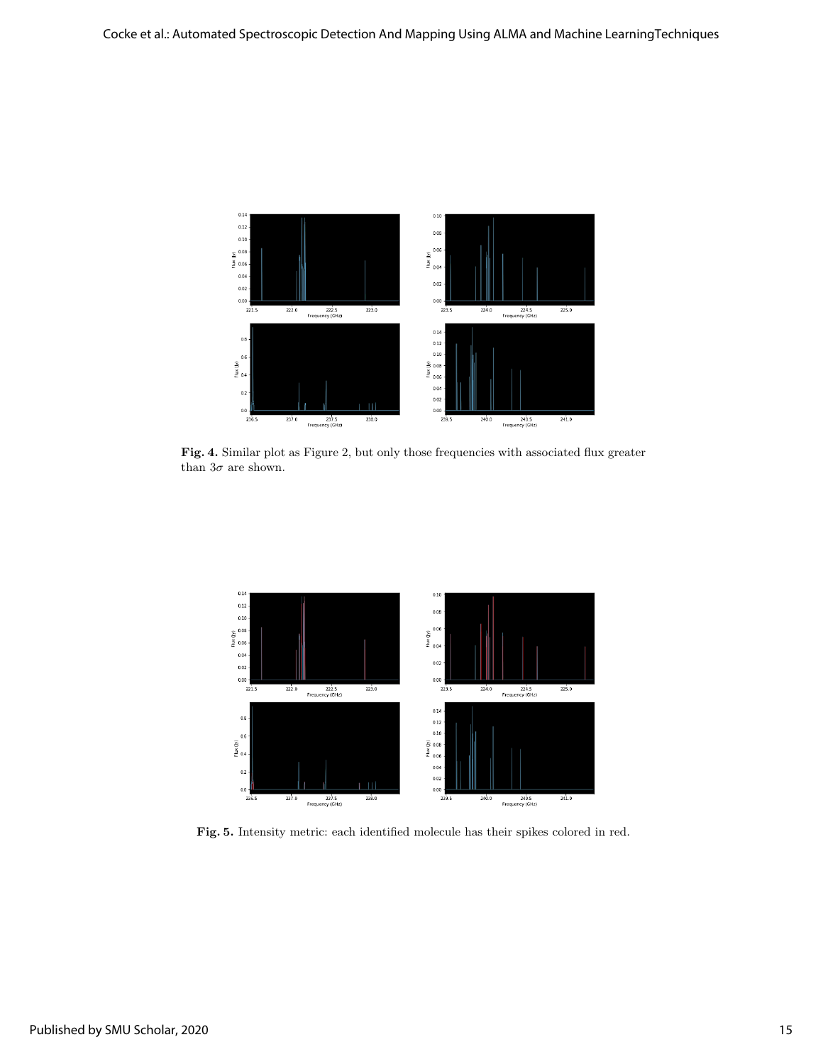**Fig. 4.** Similar plot as Figure 2, but only those frequencies with associated flux greater than $3\sigma$ are shown.

**Fig. 5.** Intensity metric: each identified molecule has their spikes colored in red.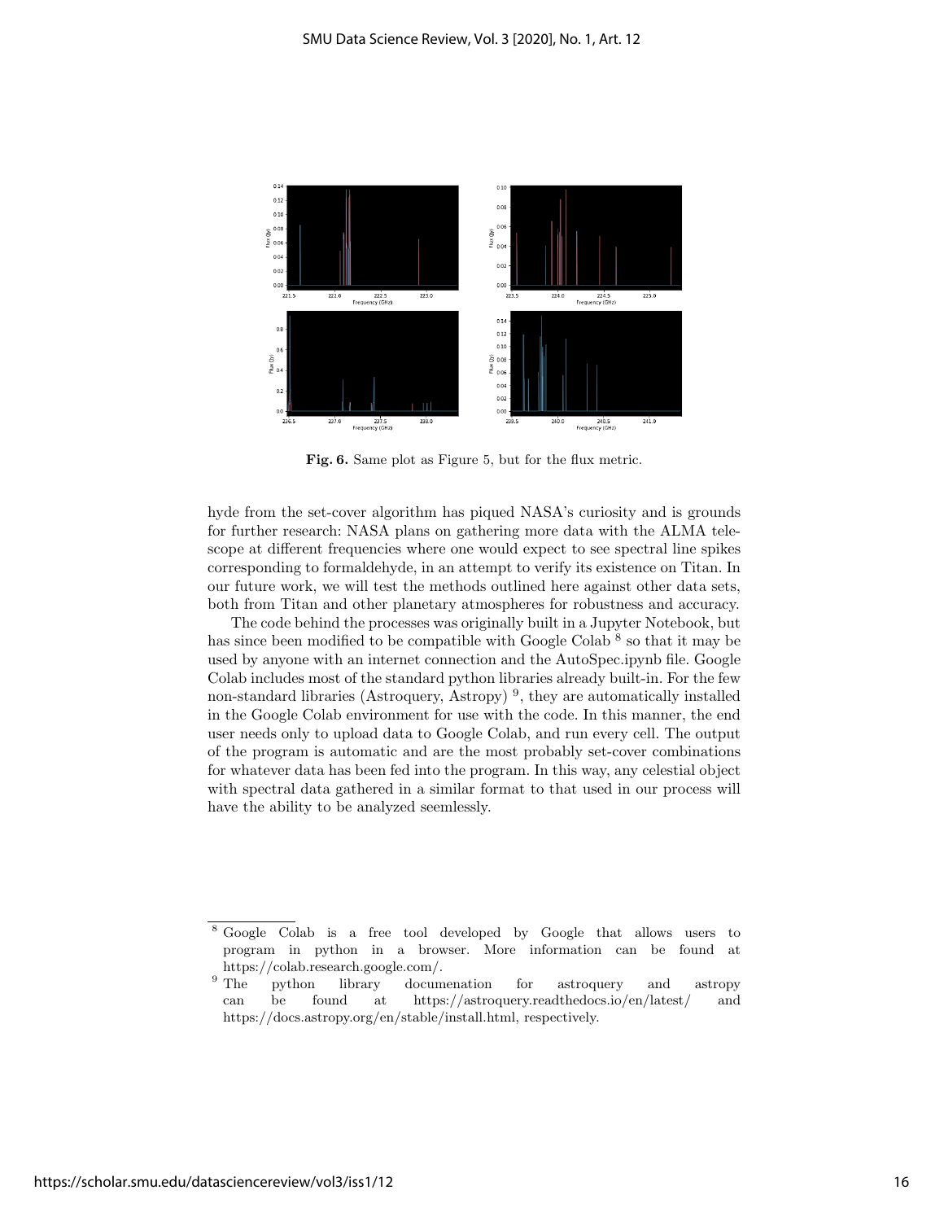**Fig. 6.** Same plot as Figure 5, but for the flux metric.

hyde from the set-cover algorithm has piqued NASA's curiosity and is grounds for further research: NASA plans on gathering more data with the ALMA telescope at different frequencies where one would expect to see spectral line spikes corresponding to formaldehyde, in an attempt to verify its existence on Titan. In our future work, we will test the methods outlined here against other data sets, both from Titan and other planetary atmospheres for robustness and accuracy.

The code behind the processes was originally built in a Jupyter Notebook, but has since been modified to be compatible with Google Colab [8] so that it may be used by anyone with an internet connection and the AutoSpec.ipynb file. Google Colab includes most of the standard python libraries already built-in. For the few non-standard libraries (Astroquery, Astropy) [9], they are automatically installed in the Google Colab environment for use with the code. In this manner, the end user needs only to upload data to Google Colab, and run every cell. The output of the program is automatic and are the most probably set-cover combinations for whatever data has been fed into the program. In this way, any celestial object with spectral data gathered in a similar format to that used in our process will have the ability to be analyzed seemlessly.

---

[8] Google Colab is a free tool developed by Google that allows users to program in python in a browser. More information can be found at https://colab.research.google.com/.

[9] The python library documenation for astroquery and astropy can be found at https://astroquery.readthedocs.io/en/latest/ and https://docs.astropy.org/en/stable/install.html, respectively.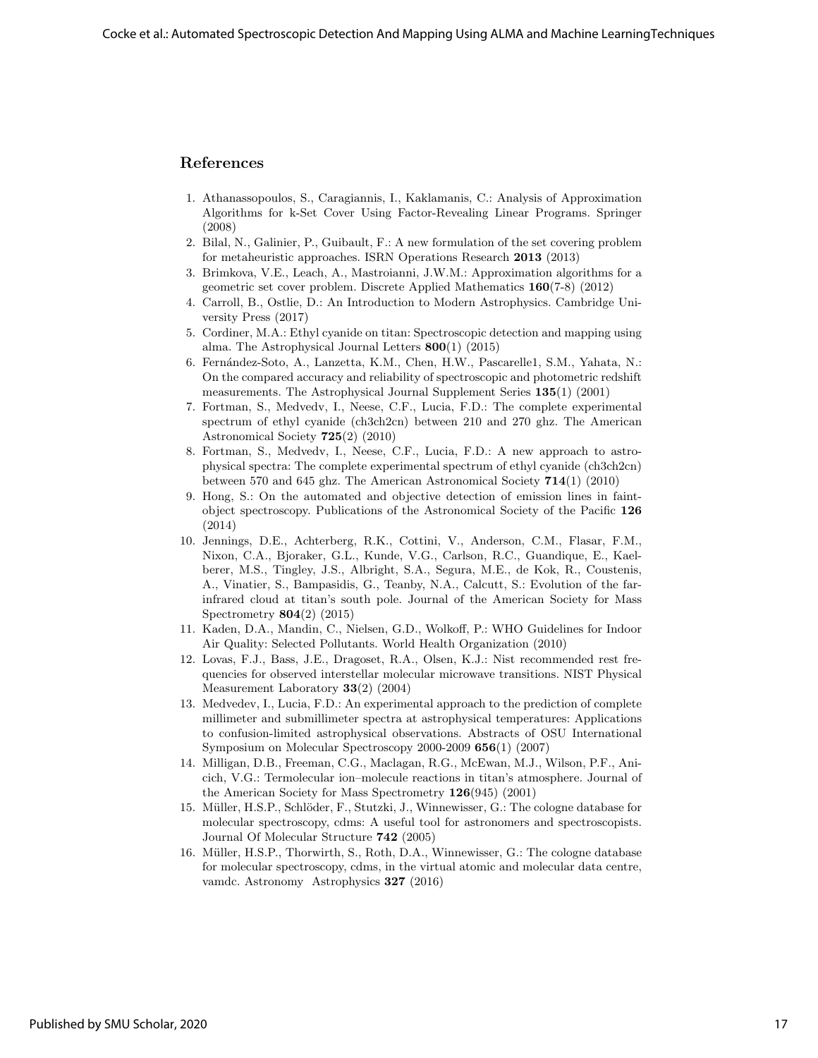## References

1. Athanassopoulos, S., Caragiannis, I., Kaklamanis, C.: Analysis of Approximation Algorithms for k-Set Cover Using Factor-Revealing Linear Programs. Springer (2008)
2. Bilal, N., Galinier, P., Guibault, F.: A new formulation of the set covering problem for metaheuristic approaches. ISRN Operations Research **2013** (2013)
3. Brimkova, V.E., Leach, A., Mastroianni, J.W.M.: Approximation algorithms for a geometric set cover problem. Discrete Applied Mathematics **160**(7-8) (2012)
4. Carroll, B., Ostlie, D.: An Introduction to Modern Astrophysics. Cambridge University Press (2017)
5. Cordiner, M.A.: Ethyl cyanide on titan: Spectroscopic detection and mapping using alma. The Astrophysical Journal Letters **800**(1) (2015)
6. Fernández-Soto, A., Lanzetta, K.M., Chen, H.W., Pascarelle1, S.M., Yahata, N.: On the compared accuracy and reliability of spectroscopic and photometric redshift measurements. The Astrophysical Journal Supplement Series **135**(1) (2001)
7. Fortman, S., Medvedv, I., Neese, C.F., Lucia, F.D.: The complete experimental spectrum of ethyl cyanide (ch3ch2cn) between 210 and 270 ghz. The American Astronomical Society **725**(2) (2010)
8. Fortman, S., Medvedv, I., Neese, C.F., Lucia, F.D.: A new approach to astrophysical spectra: The complete experimental spectrum of ethyl cyanide (ch3ch2cn) between 570 and 645 ghz. The American Astronomical Society **714**(1) (2010)
9. Hong, S.: On the automated and objective detection of emission lines in faint-object spectroscopy. Publications of the Astronomical Society of the Pacific **126** (2014)
10. Jennings, D.E., Achterberg, R.K., Cottini, V., Anderson, C.M., Flasar, F.M., Nixon, C.A., Bjoraker, G.L., Kunde, V.G., Carlson, R.C., Guandique, E., Kaelberer, M.S., Tingley, J.S., Albright, S.A., Segura, M.E., de Kok, R., Coustenis, A., Vinatier, S., Bampasidis, G., Teanby, N.A., Calcutt, S.: Evolution of the far-infrared cloud at titan's south pole. Journal of the American Society for Mass Spectrometry **804**(2) (2015)
11. Kaden, D.A., Mandin, C., Nielsen, G.D., Wolkoff, P.: WHO Guidelines for Indoor Air Quality: Selected Pollutants. World Health Organization (2010)
12. Lovas, F.J., Bass, J.E., Dragoset, R.A., Olsen, K.J.: Nist recommended rest frequencies for observed interstellar molecular microwave transitions. NIST Physical Measurement Laboratory **33**(2) (2004)
13. Medvedev, I., Lucia, F.D.: An experimental approach to the prediction of complete millimeter and submillimeter spectra at astrophysical temperatures: Applications to confusion-limited astrophysical observations. Abstracts of OSU International Symposium on Molecular Spectroscopy 2000-2009 **656**(1) (2007)
14. Milligan, D.B., Freeman, C.G., Maclagan, R.G., McEwan, M.J., Wilson, P.F., Anicich, V.G.: Termolecular ion–molecule reactions in titan's atmosphere. Journal of the American Society for Mass Spectrometry **126**(945) (2001)
15. Müller, H.S.P., Schlöder, F., Stutzki, J., Winnewisser, G.: The cologne database for molecular spectroscopy, cdms: A useful tool for astronomers and spectroscopists. Journal Of Molecular Structure **742** (2005)
16. Müller, H.S.P., Thorwirth, S., Roth, D.A., Winnewisser, G.: The cologne database for molecular spectroscopy, cdms, in the virtual atomic and molecular data centre, vamdc. Astronomy Astrophysics **327** (2016)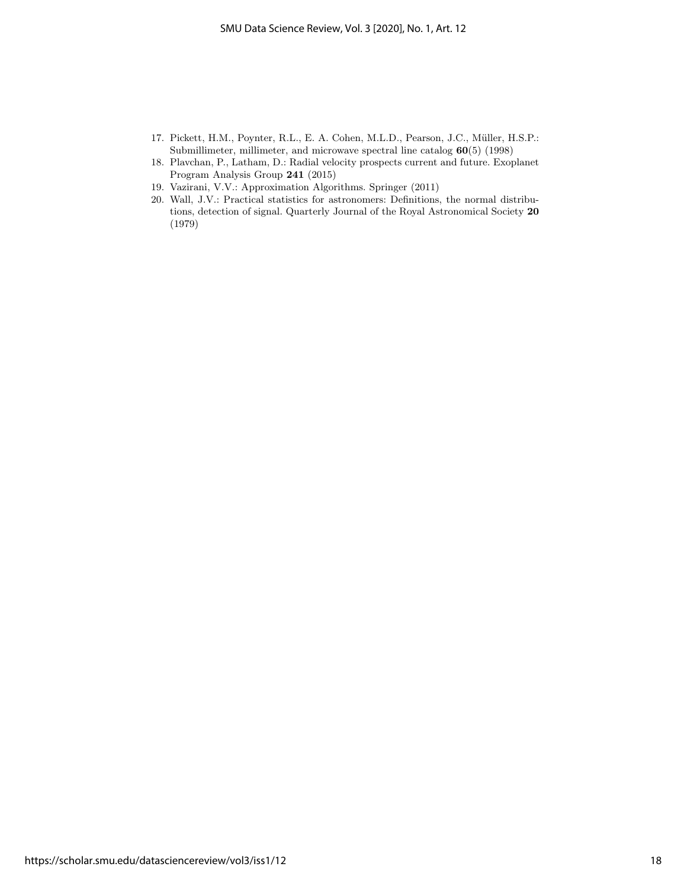17. Pickett, H.M., Poynter, R.L., E. A. Cohen, M.L.D., Pearson, J.C., Müller, H.S.P.: Submillimeter, millimeter, and microwave spectral line catalog **60**(5) (1998)
18. Plavchan, P., Latham, D.: Radial velocity prospects current and future. Exoplanet Program Analysis Group **241** (2015)
19. Vazirani, V.V.: Approximation Algorithms. Springer (2011)
20. Wall, J.V.: Practical statistics for astronomers: Definitions, the normal distributions, detection of signal. Quarterly Journal of the Royal Astronomical Society **20** (1979)